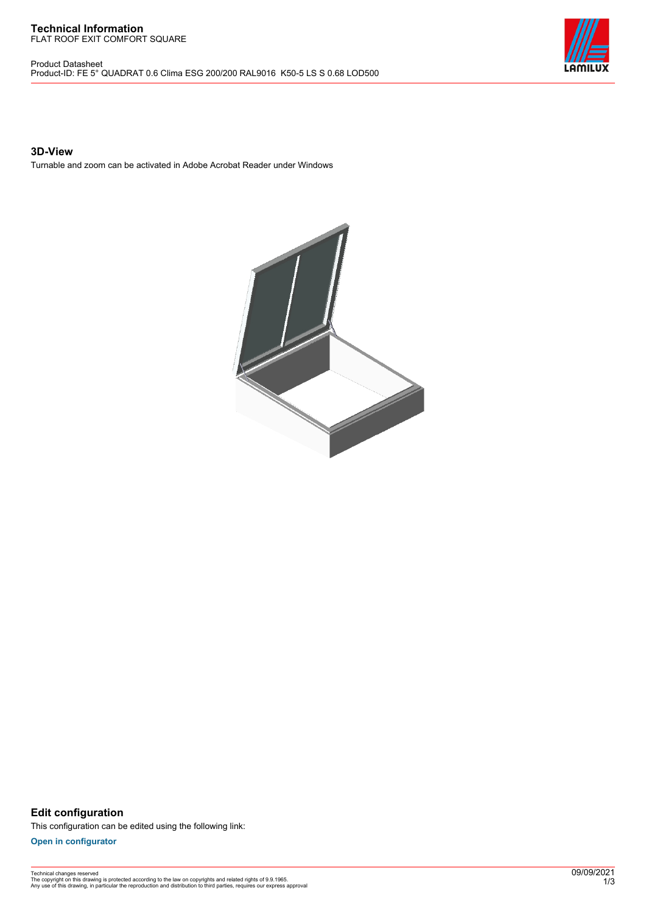# Technical Information

FLAT ROOF EXIT COMFORT SQUARE

Product Datasheet

Product-ID: FE 5° QUADRAT 0.6 Clima ESG 200/200 RAL9016 K50-5 LS S 0.68 LOD500

## 3D-View

Turnable and zoom can be activated in Adobe Acrobat Reader under Windows

## Edit configuration

This configuration can be edited using the following link:

**Open in configurator**

Technical changes reserved
The copyright on this drawing is protected according to the law on copyrights and related rights of 9.9.1965.
Any use of this drawing, in particular the reproduction and distribution to third parties, requires our express approval

09/09/2021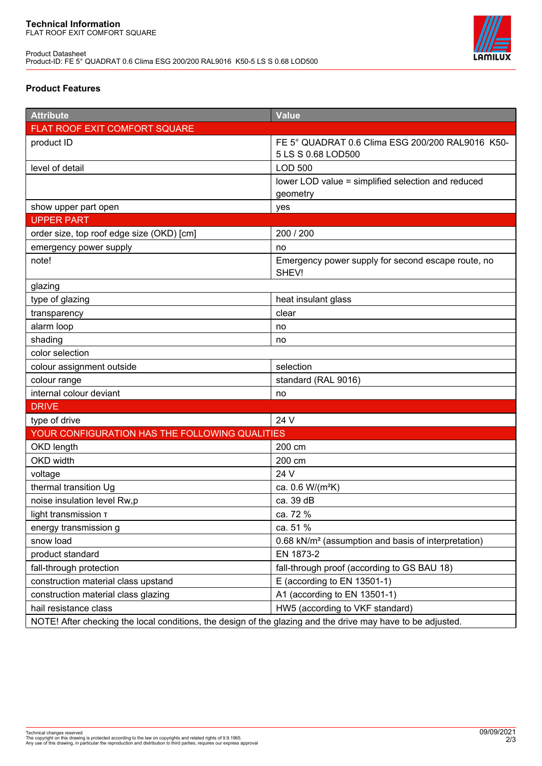**Technical Information**
FLAT ROOF EXIT COMFORT SQUARE

Product Datasheet
Product-ID: FE 5° QUADRAT 0.6 Clima ESG 200/200 RAL9016  K50-5 LS S 0.68 LOD500

### Product Features

| Attribute | Value |
|---|---|
| FLAT ROOF EXIT COMFORT SQUARE | |
| product ID | FE 5° QUADRAT 0.6 Clima ESG 200/200 RAL9016  K50-5 LS S 0.68 LOD500 |
| level of detail | LOD 500 |
| | lower LOD value = simplified selection and reduced geometry |
| show upper part open | yes |
| UPPER PART | |
| order size, top roof edge size (OKD) [cm] | 200 / 200 |
| emergency power supply | no |
| note! | Emergency power supply for second escape route, no SHEV! |
| glazing | |
| type of glazing | heat insulant glass |
| transparency | clear |
| alarm loop | no |
| shading | no |
| color selection | |
| colour assignment outside | selection |
| colour range | standard (RAL 9016) |
| internal colour deviant | no |
| DRIVE | |
| type of drive | 24 V |
| YOUR CONFIGURATION HAS THE FOLLOWING QUALITIES | |
| OKD length | 200 cm |
| OKD width | 200 cm |
| voltage | 24 V |
| thermal transition Ug | ca. 0.6 W/(m²K) |
| noise insulation level Rw,p | ca. 39 dB |
| light transmission τ | ca. 72 % |
| energy transmission g | ca. 51 % |
| snow load | 0.68 kN/m² (assumption and basis of interpretation) |
| product standard | EN 1873-2 |
| fall-through protection | fall-through proof (according to GS BAU 18) |
| construction material class upstand | E (according to EN 13501-1) |
| construction material class glazing | A1 (according to EN 13501-1) |
| hail resistance class | HW5 (according to VKF standard) |
| NOTE! After checking the local conditions, the design of the glazing and the drive may have to be adjusted. | |

Technical changes reserved
The copyright on this drawing is protected according to the law on copyrights and related rights of 9.9.1965.
Any use of this drawing, in particular the reproduction and distribution to third parties, requires our express approval

09/09/2021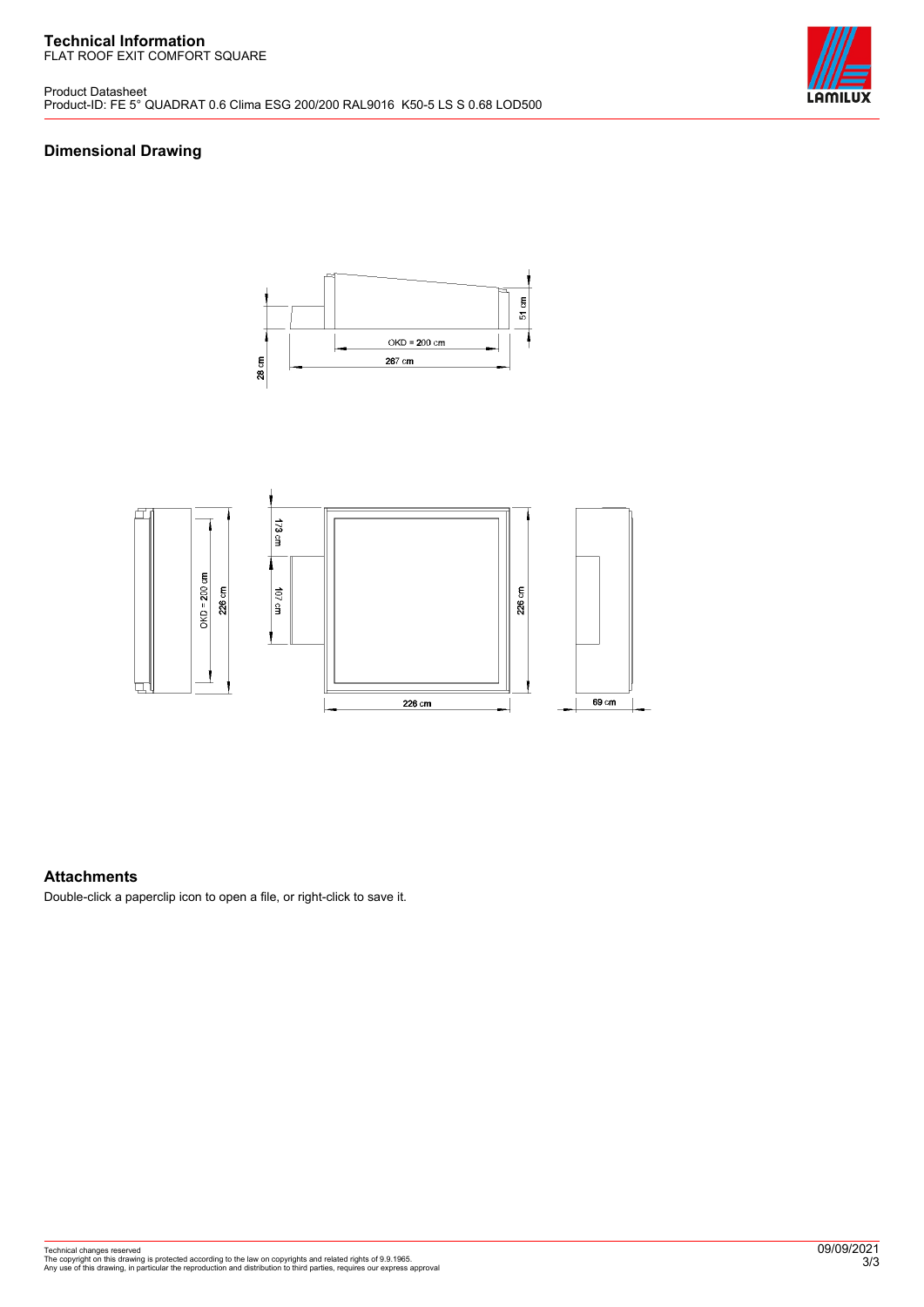**Technical Information**
FLAT ROOF EXIT COMFORT SQUARE

Product Datasheet
Product-ID: FE 5° QUADRAT 0.6 Clima ESG 200/200 RAL9016 K50-5 LS S 0.68 LOD500

## Dimensional Drawing

51 cm
OKD = 200 cm
287 cm
28 cm

173 cm
107 cm
OKD = 200 cm
226 cm
226 cm
226 cm
69 cm

## Attachments

Double-click a paperclip icon to open a file, or right-click to save it.

Technical changes reserved
The copyright on this drawing is protected according to the law on copyrights and related rights of 9.9.1965.
Any use of this drawing, in particular the reproduction and distribution to third parties, requires our express approval

09/09/2021